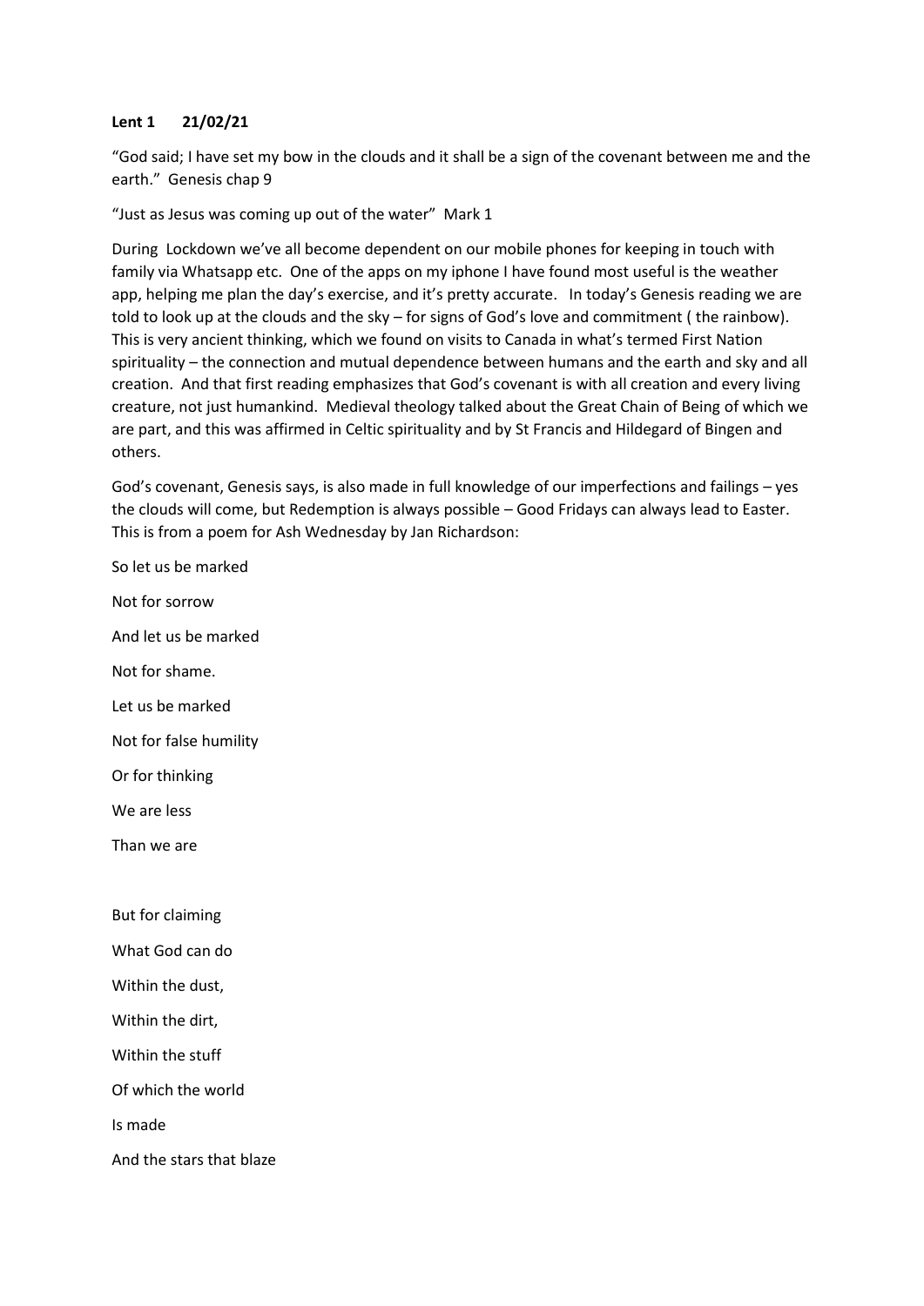**Lent 1 21/02/21**

"God said; I have set my bow in the clouds and it shall be a sign of the covenant between me and the earth." Genesis chap 9

"Just as Jesus was coming up out of the water" Mark 1

During Lockdown we've all become dependent on our mobile phones for keeping in touch with family via Whatsapp etc. One of the apps on my iphone I have found most useful is the weather app, helping me plan the day's exercise, and it's pretty accurate. In today's Genesis reading we are told to look up at the clouds and the sky – for signs of God's love and commitment ( the rainbow). This is very ancient thinking, which we found on visits to Canada in what's termed First Nation spirituality – the connection and mutual dependence between humans and the earth and sky and all creation. And that first reading emphasizes that God's covenant is with all creation and every living creature, not just humankind. Medieval theology talked about the Great Chain of Being of which we are part, and this was affirmed in Celtic spirituality and by St Francis and Hildegard of Bingen and others.

God's covenant, Genesis says, is also made in full knowledge of our imperfections and failings – yes the clouds will come, but Redemption is always possible – Good Fridays can always lead to Easter. This is from a poem for Ash Wednesday by Jan Richardson:

So let us be marked

Not for sorrow

And let us be marked

Not for shame.

Let us be marked

Not for false humility

Or for thinking

We are less

Than we are

But for claiming

What God can do

Within the dust,

Within the dirt,

Within the stuff

Of which the world

Is made

And the stars that blaze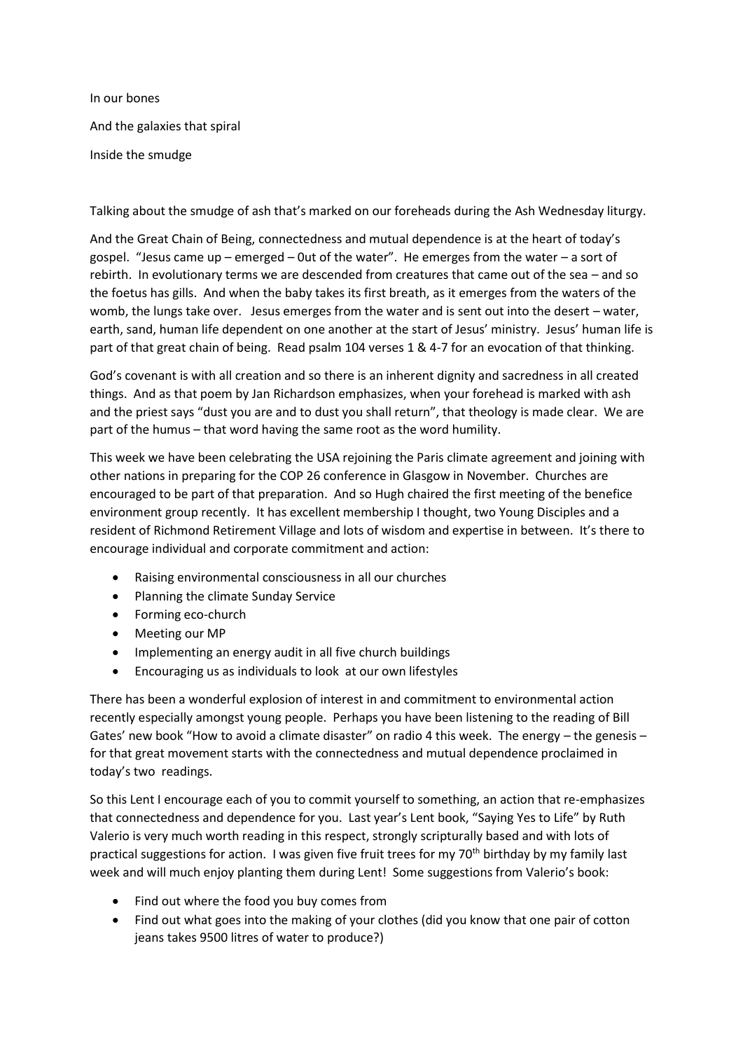In our bones

And the galaxies that spiral

Inside the smudge

Talking about the smudge of ash that's marked on our foreheads during the Ash Wednesday liturgy.

And the Great Chain of Being, connectedness and mutual dependence is at the heart of today's gospel. "Jesus came up – emerged – 0ut of the water". He emerges from the water – a sort of rebirth. In evolutionary terms we are descended from creatures that came out of the sea – and so the foetus has gills. And when the baby takes its first breath, as it emerges from the waters of the womb, the lungs take over. Jesus emerges from the water and is sent out into the desert – water, earth, sand, human life dependent on one another at the start of Jesus' ministry. Jesus' human life is part of that great chain of being. Read psalm 104 verses 1 & 4-7 for an evocation of that thinking.

God's covenant is with all creation and so there is an inherent dignity and sacredness in all created things. And as that poem by Jan Richardson emphasizes, when your forehead is marked with ash and the priest says "dust you are and to dust you shall return", that theology is made clear. We are part of the humus – that word having the same root as the word humility.

This week we have been celebrating the USA rejoining the Paris climate agreement and joining with other nations in preparing for the COP 26 conference in Glasgow in November. Churches are encouraged to be part of that preparation. And so Hugh chaired the first meeting of the benefice environment group recently. It has excellent membership I thought, two Young Disciples and a resident of Richmond Retirement Village and lots of wisdom and expertise in between. It's there to encourage individual and corporate commitment and action:

- Raising environmental consciousness in all our churches
- Planning the climate Sunday Service
- Forming eco-church
- Meeting our MP
- Implementing an energy audit in all five church buildings
- Encouraging us as individuals to look at our own lifestyles

There has been a wonderful explosion of interest in and commitment to environmental action recently especially amongst young people. Perhaps you have been listening to the reading of Bill Gates' new book "How to avoid a climate disaster" on radio 4 this week. The energy – the genesis – for that great movement starts with the connectedness and mutual dependence proclaimed in today's two readings.

So this Lent I encourage each of you to commit yourself to something, an action that re-emphasizes that connectedness and dependence for you. Last year's Lent book, "Saying Yes to Life" by Ruth Valerio is very much worth reading in this respect, strongly scripturally based and with lots of practical suggestions for action. I was given five fruit trees for my 70th birthday by my family last week and will much enjoy planting them during Lent! Some suggestions from Valerio's book:

- Find out where the food you buy comes from
- Find out what goes into the making of your clothes (did you know that one pair of cotton jeans takes 9500 litres of water to produce?)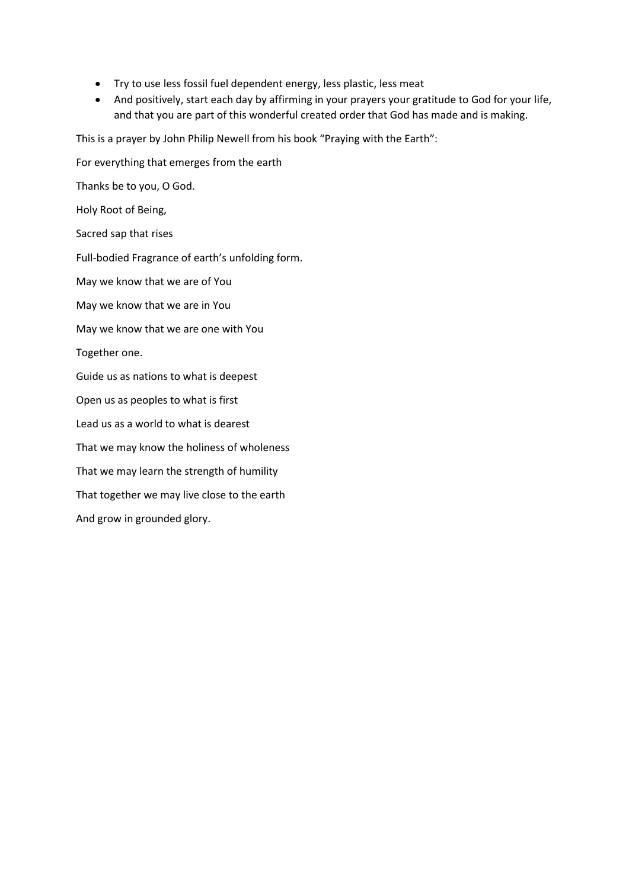- Try to use less fossil fuel dependent energy, less plastic, less meat
- And positively, start each day by affirming in your prayers your gratitude to God for your life, and that you are part of this wonderful created order that God has made and is making.

This is a prayer by John Philip Newell from his book "Praying with the Earth":

For everything that emerges from the earth

Thanks be to you, O God.

Holy Root of Being,

Sacred sap that rises

Full-bodied Fragrance of earth's unfolding form.

May we know that we are of You

May we know that we are in You

May we know that we are one with You

Together one.

Guide us as nations to what is deepest

Open us as peoples to what is first

Lead us as a world to what is dearest

That we may know the holiness of wholeness

That we may learn the strength of humility

That together we may live close to the earth

And grow in grounded glory.